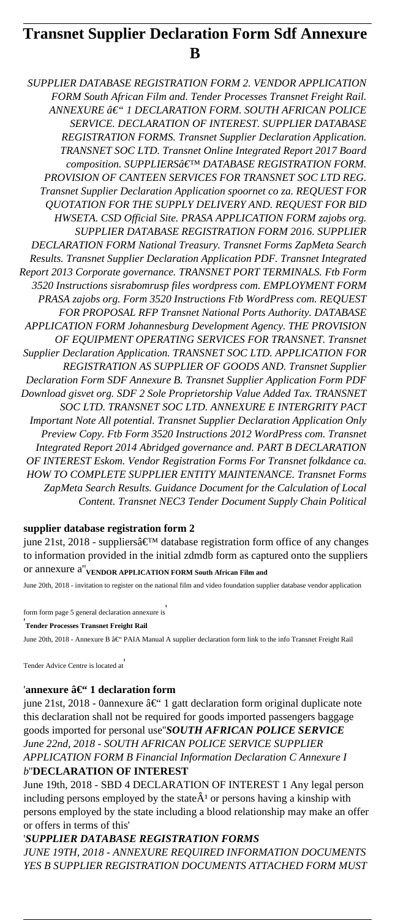# Transnet Supplier Declaration Form Sdf Annexure B

*SUPPLIER DATABASE REGISTRATION FORM 2. VENDOR APPLICATION FORM South African Film and. Tender Processes Transnet Freight Rail. ANNEXURE â€" 1 DECLARATION FORM. SOUTH AFRICAN POLICE SERVICE. DECLARATION OF INTEREST. SUPPLIER DATABASE REGISTRATION FORMS. Transnet Supplier Declaration Application. TRANSNET SOC LTD. Transnet Online Integrated Report 2017 Board composition. SUPPLIERSâ€™ DATABASE REGISTRATION FORM. PROVISION OF CANTEEN SERVICES FOR TRANSNET SOC LTD REG. Transnet Supplier Declaration Application spoornet co za. REQUEST FOR QUOTATION FOR THE SUPPLY DELIVERY AND. REQUEST FOR BID HWSETA. CSD Official Site. PRASA APPLICATION FORM zajobs org. SUPPLIER DATABASE REGISTRATION FORM 2016. SUPPLIER DECLARATION FORM National Treasury. Transnet Forms ZapMeta Search Results. Transnet Supplier Declaration Application PDF. Transnet Integrated Report 2013 Corporate governance. TRANSNET PORT TERMINALS. Ftb Form 3520 Instructions sisrabomrusp files wordpress com. EMPLOYMENT FORM PRASA zajobs org. Form 3520 Instructions Ftb WordPress com. REQUEST FOR PROPOSAL RFP Transnet National Ports Authority. DATABASE APPLICATION FORM Johannesburg Development Agency. THE PROVISION OF EQUIPMENT OPERATING SERVICES FOR TRANSNET. Transnet Supplier Declaration Application. TRANSNET SOC LTD. APPLICATION FOR REGISTRATION AS SUPPLIER OF GOODS AND. Transnet Supplier Declaration Form SDF Annexure B. Transnet Supplier Application Form PDF Download gisvet org. SDF 2 Sole Proprietorship Value Added Tax. TRANSNET SOC LTD. TRANSNET SOC LTD. ANNEXURE E INTERGRITY PACT Important Note All potential. Transnet Supplier Declaration Application Only Preview Copy. Ftb Form 3520 Instructions 2012 WordPress com. Transnet Integrated Report 2014 Abridged governance and. PART B DECLARATION OF INTEREST Eskom. Vendor Registration Forms For Transnet folkdance ca. HOW TO COMPLETE SUPPLIER ENTITY MAINTENANCE. Transnet Forms ZapMeta Search Results. Guidance Document for the Calculation of Local Content. Transnet NEC3 Tender Document Supply Chain Political*

**supplier database registration form 2**

june 21st, 2018 - suppliersâ€™ database registration form office of any changes to information provided in the initial zdmdb form as captured onto the suppliers or annexure a''**VENDOR APPLICATION FORM South African Film and**

June 20th, 2018 - invitation to register on the national film and video foundation supplier database vendor application form form page 5 general declaration annexure is'

'**Tender Processes Transnet Freight Rail**

June 20th, 2018 - Annexure B â€" PAIA Manual A supplier declaration form link to the info Transnet Freight Rail Tender Advice Centre is located at'

'**annexure â€" 1 declaration form**

june 21st, 2018 - 0annexure â€" 1 gatt declaration form original duplicate note this declaration shall not be required for goods imported passengers baggage goods imported for personal use''*SOUTH AFRICAN POLICE SERVICE June 22nd, 2018 - SOUTH AFRICAN POLICE SERVICE SUPPLIER APPLICATION FORM B Financial Information Declaration C Annexure I b*''**DECLARATION OF INTEREST**

June 19th, 2018 - SBD 4 DECLARATION OF INTEREST 1 Any legal person including persons employed by the stateÂ¹ or persons having a kinship with persons employed by the state including a blood relationship may make an offer or offers in terms of this'

'*SUPPLIER DATABASE REGISTRATION FORMS*

*JUNE 19TH, 2018 - ANNEXURE REQUIRED INFORMATION DOCUMENTS YES B SUPPLIER REGISTRATION DOCUMENTS ATTACHED FORM MUST*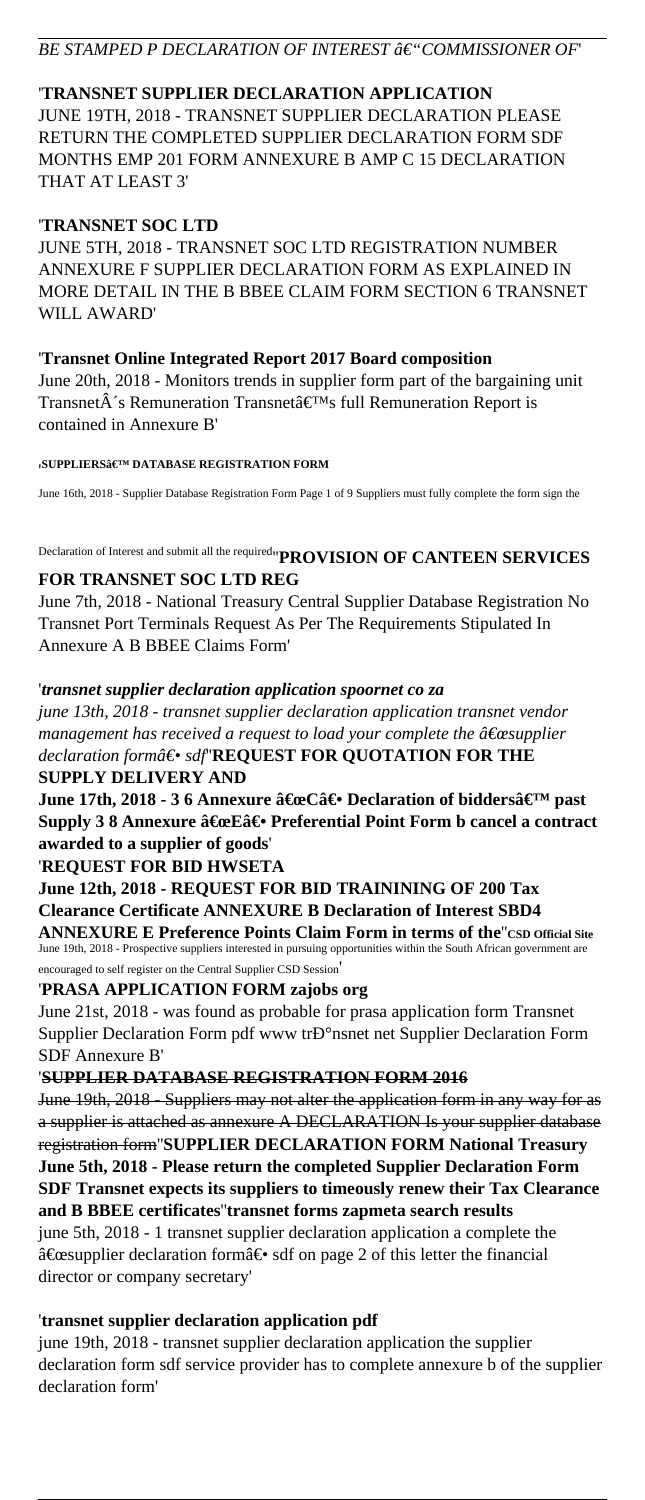*BE STAMPED P DECLARATION OF INTEREST â€"COMMISSIONER OF*'

'**TRANSNET SUPPLIER DECLARATION APPLICATION**
JUNE 19TH, 2018 - TRANSNET SUPPLIER DECLARATION PLEASE RETURN THE COMPLETED SUPPLIER DECLARATION FORM SDF MONTHS EMP 201 FORM ANNEXURE B AMP C 15 DECLARATION THAT AT LEAST 3'

'**TRANSNET SOC LTD**
JUNE 5TH, 2018 - TRANSNET SOC LTD REGISTRATION NUMBER ANNEXURE F SUPPLIER DECLARATION FORM AS EXPLAINED IN MORE DETAIL IN THE B BBEE CLAIM FORM SECTION 6 TRANSNET WILL AWARD'

'**Transnet Online Integrated Report 2017 Board composition**
June 20th, 2018 - Monitors trends in supplier form part of the bargaining unit TransnetÂ´s Remuneration Transnetâ€™s full Remuneration Report is contained in Annexure B'

'**SUPPLIERSâ€™ DATABASE REGISTRATION FORM**
June 16th, 2018 - Supplier Database Registration Form Page 1 of 9 Suppliers must fully complete the form sign the Declaration of Interest and submit all the required''**PROVISION OF CANTEEN SERVICES FOR TRANSNET SOC LTD REG**
June 7th, 2018 - National Treasury Central Supplier Database Registration No Transnet Port Terminals Request As Per The Requirements Stipulated In Annexure A B BBEE Claims Form'

'***transnet supplier declaration application spoornet co za***
*june 13th, 2018 - transnet supplier declaration application transnet vendor management has received a request to load your complete the â€œsupplier declaration formâ€• sdf*''**REQUEST FOR QUOTATION FOR THE SUPPLY DELIVERY AND**
**June 17th, 2018 - 3 6 Annexure â€œCâ€• Declaration of biddersâ€™ past Supply 3 8 Annexure â€œEâ€• Preferential Point Form b cancel a contract awarded to a supplier of goods**'

'**REQUEST FOR BID HWSETA**
**June 12th, 2018 - REQUEST FOR BID TRAINING OF 200 Tax Clearance Certificate ANNEXURE B Declaration of Interest SBD4 ANNEXURE E Preference Points Claim Form in terms of the**''**CSD Official Site**
June 19th, 2018 - Prospective suppliers interested in pursuing opportunities within the South African government are encouraged to self register on the Central Supplier CSD Session'

'**PRASA APPLICATION FORM zajobs org**
June 21st, 2018 - was found as probable for prasa application form Transnet Supplier Declaration Form pdf www trÐ°nsnet net Supplier Declaration Form SDF Annexure B'

'**SUPPLIER DATABASE REGISTRATION FORM 2016**
June 19th, 2018 - Suppliers may not alter the application form in any way for as a supplier is attached as annexure A DECLARATION Is your supplier database registration form''**SUPPLIER DECLARATION FORM National Treasury**
**June 5th, 2018 - Please return the completed Supplier Declaration Form SDF Transnet expects its suppliers to timeously renew their Tax Clearance and B BBEE certificates**''**transnet forms zapmeta search results**
june 5th, 2018 - 1 transnet supplier declaration application a complete the â€œsupplier declaration formâ€• sdf on page 2 of this letter the financial director or company secretary'

'**transnet supplier declaration application pdf**
june 19th, 2018 - transnet supplier declaration application the supplier declaration form sdf service provider has to complete annexure b of the supplier declaration form'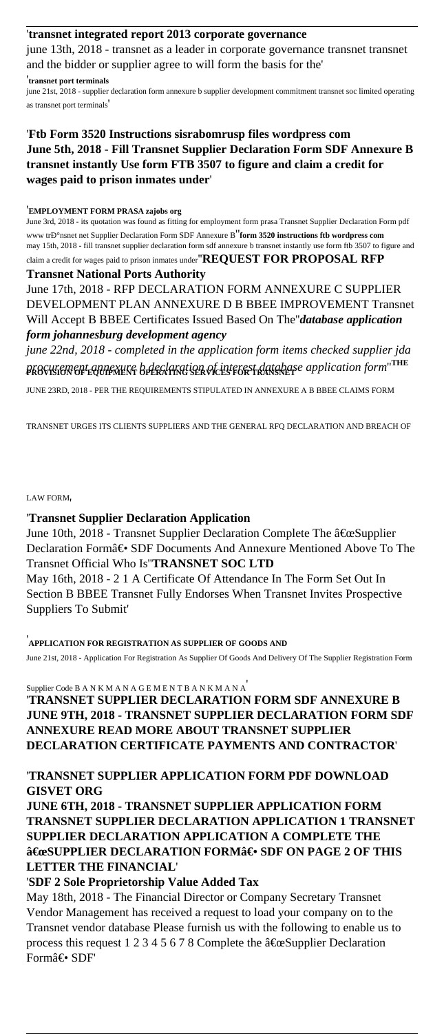'**transnet integrated report 2013 corporate governance**

june 13th, 2018 - transnet as a leader in corporate governance transnet transnet and the bidder or supplier agree to will form the basis for the'

'**transnet port terminals**

june 21st, 2018 - supplier declaration form annexure b supplier development commitment transnet soc limited operating as transnet port terminals'

'**Ftb Form 3520 Instructions sisrabomrusp files wordpress com June 5th, 2018 - Fill Transnet Supplier Declaration Form SDF Annexure B transnet instantly Use form FTB 3507 to figure and claim a credit for wages paid to prison inmates under**'

'**EMPLOYMENT FORM PRASA zajobs org**

June 3rd, 2018 - its quotation was found as fitting for employment form prasa Transnet Supplier Declaration Form pdf www trÐ°nsnet net Supplier Declaration Form SDF Annexure B''**form 3520 instructions ftb wordpress com**

may 15th, 2018 - fill transnet supplier declaration form sdf annexure b transnet instantly use form ftb 3507 to figure and claim a credit for wages paid to prison inmates under''**REQUEST FOR PROPOSAL RFP Transnet National Ports Authority**

June 17th, 2018 - RFP DECLARATION FORM ANNEXURE C SUPPLIER DEVELOPMENT PLAN ANNEXURE D B BBEE IMPROVEMENT Transnet Will Accept B BBEE Certificates Issued Based On The''***database application form johannesburg development agency***

*june 22nd, 2018 - completed in the application form items checked supplier jda procurement annexure b declaration of interest database application form*''**THE PROVISION OF EQUIPMENT OPERATING SERVICES FOR TRANSNET**

JUNE 23RD, 2018 - PER THE REQUIREMENTS STIPULATED IN ANNEXURE A B BBEE CLAIMS FORM TRANSNET URGES ITS CLIENTS SUPPLIERS AND THE GENERAL RFQ DECLARATION AND BREACH OF LAW FORM'

'**Transnet Supplier Declaration Application**

June 10th, 2018 - Transnet Supplier Declaration Complete The â€œSupplier Declaration Formâ€• SDF Documents And Annexure Mentioned Above To The Transnet Official Who Is''**TRANSNET SOC LTD**

May 16th, 2018 - 2 1 A Certificate Of Attendance In The Form Set Out In Section B BBEE Transnet Fully Endorses When Transnet Invites Prospective Suppliers To Submit'

'**APPLICATION FOR REGISTRATION AS SUPPLIER OF GOODS AND**

June 21st, 2018 - Application For Registration As Supplier Of Goods And Delivery Of The Supplier Registration Form Supplier Code B A N K M A N A G E M E N T B A N K M A N A'

'**TRANSNET SUPPLIER DECLARATION FORM SDF ANNEXURE B JUNE 9TH, 2018 - TRANSNET SUPPLIER DECLARATION FORM SDF ANNEXURE READ MORE ABOUT TRANSNET SUPPLIER DECLARATION CERTIFICATE PAYMENTS AND CONTRACTOR**'

'**TRANSNET SUPPLIER APPLICATION FORM PDF DOWNLOAD GISVET ORG**

**JUNE 6TH, 2018 - TRANSNET SUPPLIER APPLICATION FORM TRANSNET SUPPLIER DECLARATION APPLICATION 1 TRANSNET SUPPLIER DECLARATION APPLICATION A COMPLETE THE â€œSUPPLIER DECLARATION FORMâ€• SDF ON PAGE 2 OF THIS LETTER THE FINANCIAL**'

'**SDF 2 Sole Proprietorship Value Added Tax**

May 18th, 2018 - The Financial Director or Company Secretary Transnet Vendor Management has received a request to load your company on to the Transnet vendor database Please furnish us with the following to enable us to process this request 1 2 3 4 5 6 7 8 Complete the â€œSupplier Declaration Formâ€• SDF'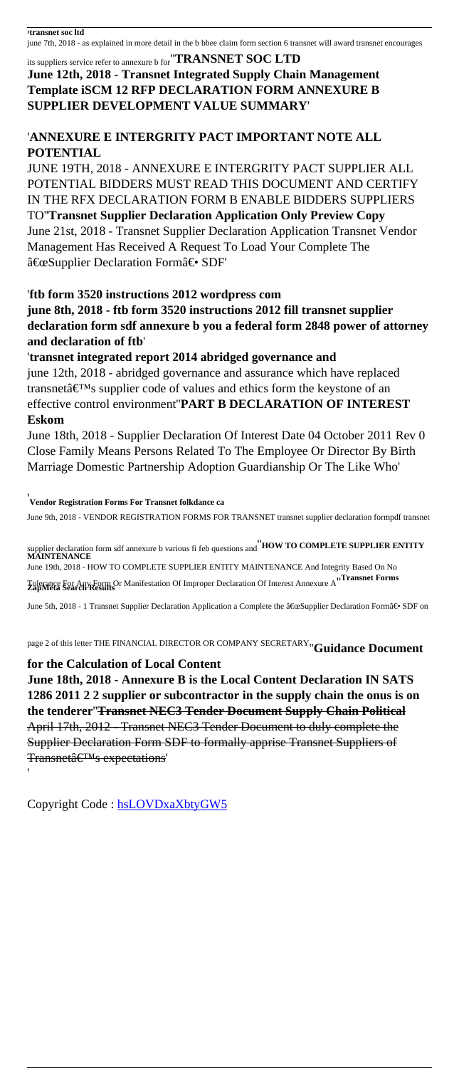'transnet soc ltd
june 7th, 2018 - as explained in more detail in the b bbee claim form section 6 transnet will award transnet encourages its suppliers service refer to annexure b for''**TRANSNET SOC LTD**
**June 12th, 2018 - Transnet Integrated Supply Chain Management Template iSCM 12 RFP DECLARATION FORM ANNEXURE B SUPPLIER DEVELOPMENT VALUE SUMMARY**'

'**ANNEXURE E INTERGRITY PACT IMPORTANT NOTE ALL POTENTIAL**
JUNE 19TH, 2018 - ANNEXURE E INTERGRITY PACT SUPPLIER ALL POTENTIAL BIDDERS MUST READ THIS DOCUMENT AND CERTIFY IN THE RFX DECLARATION FORM B ENABLE BIDDERS SUPPLIERS TO''**Transnet Supplier Declaration Application Only Preview Copy**
June 21st, 2018 - Transnet Supplier Declaration Application Transnet Vendor Management Has Received A Request To Load Your Complete The â€œSupplier Declaration Formâ€• SDF'

'**ftb form 3520 instructions 2012 wordpress com**
**june 8th, 2018 - ftb form 3520 instructions 2012 fill transnet supplier declaration form sdf annexure b you a federal form 2848 power of attorney and declaration of ftb**'
'**transnet integrated report 2014 abridged governance and**
june 12th, 2018 - abridged governance and assurance which have replaced transnetâ€™s supplier code of values and ethics form the keystone of an effective control environment''**PART B DECLARATION OF INTEREST Eskom**
June 18th, 2018 - Supplier Declaration Of Interest Date 04 October 2011 Rev 0 Close Family Means Persons Related To The Employee Or Director By Birth Marriage Domestic Partnership Adoption Guardianship Or The Like Who'

'**Vendor Registration Forms For Transnet folkdance ca**
June 9th, 2018 - VENDOR REGISTRATION FORMS FOR TRANSNET transnet supplier declaration formpdf transnet supplier declaration form sdf annexure b various fi feb questions and''**HOW TO COMPLETE SUPPLIER ENTITY MAINTENANCE**
June 19th, 2018 - HOW TO COMPLETE SUPPLIER ENTITY MAINTENANCE And Integrity Based On No Tolerance For Any Form Or Manifestation Of Improper Declaration Of Interest Annexure A''**Transnet Forms ZapMeta Search Results**
June 5th, 2018 - 1 Transnet Supplier Declaration Application a Complete the â€œSupplier Declaration Formâ€• SDF on page 2 of this letter THE FINANCIAL DIRECTOR OR COMPANY SECRETARY''**Guidance Document for the Calculation of Local Content**
**June 18th, 2018 - Annexure B is the Local Content Declaration IN SATS 1286 2011 2 2 supplier or subcontractor in the supply chain the onus is on the tenderer**''~~**Transnet NEC3 Tender Document Supply Chain Political**~~
~~April 17th, 2012 - Transnet NEC3 Tender Document to duly complete the Supplier Declaration Form SDF to formally apprise Transnet Suppliers of Transnetâ€™s expectations~~'
'

Copyright Code : hsLOVDxaXbtyGW5